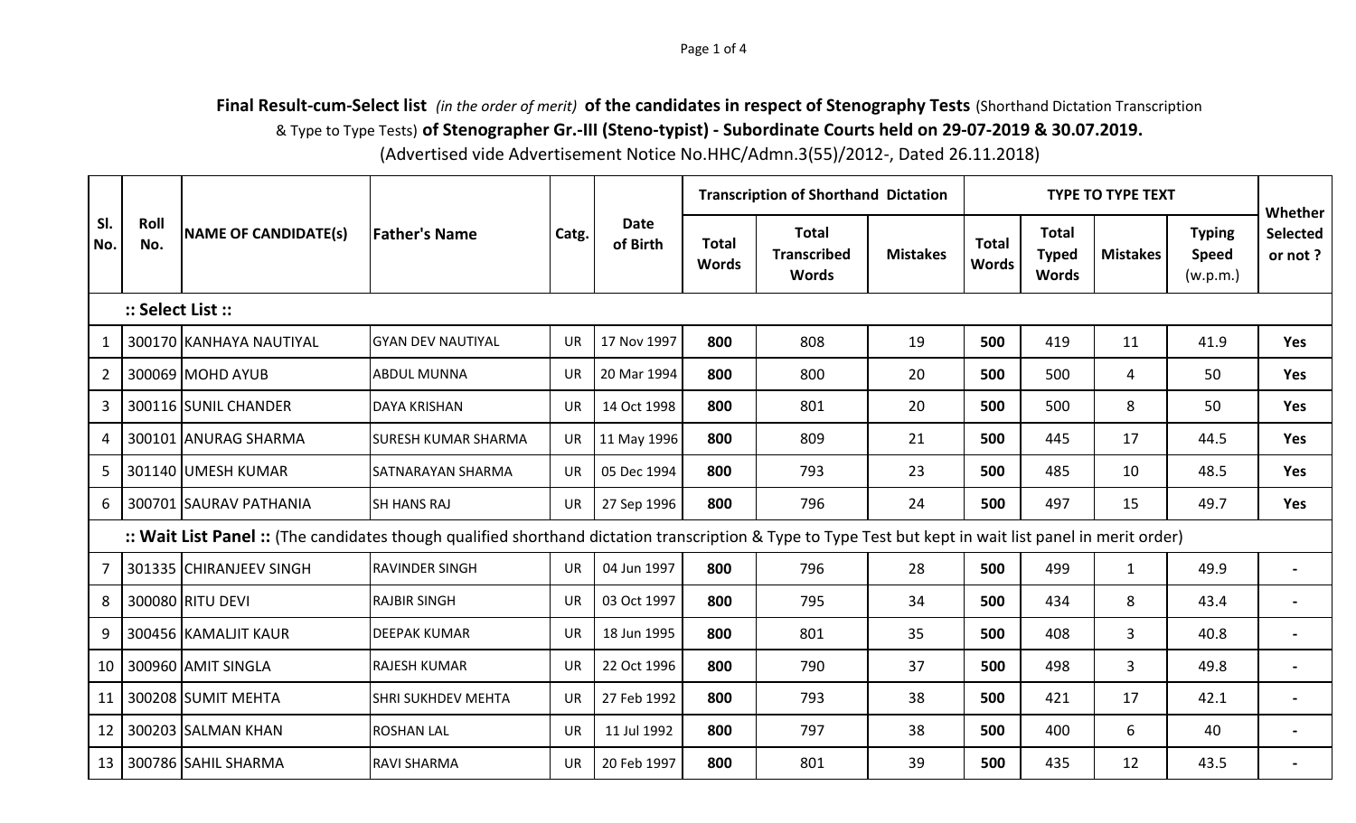**Final Result-cum-Select list** *(in the order of merit)* **of the candidates in respect of Stenography Tests** (Shorthand Dictation Transcription & Type to Type Tests) **of Stenographer Gr.-III (Steno-typist) - Subordinate Courts held on 29-07-2019 & 30.07.2019.**

(Advertised vide Advertisement Notice No.HHC/Admn.3(55)/2012-, Dated 26.11.2018)

| Sl. No. | Roll No. | NAME OF CANDIDATE(s) | Father's Name | Catg. | Date of Birth | Transcription of Shorthand Dictation | | | TYPE TO TYPE TEXT | | | | Whether Selected or not ? |
|---|---|---|---|---|---|---|---|---|---|---|---|---|---|
| | | | | | | Total Words | Total Transcribed Words | Mistakes | Total Words | Total Typed Words | Mistakes | Typing Speed (w.p.m.) | |
| | **:: Select List ::** | | | | | | | | | | | | |
| 1 | 300170 | KANHAYA NAUTIYAL | GYAN DEV NAUTIYAL | UR | 17 Nov 1997 | **800** | 808 | 19 | **500** | 419 | 11 | 41.9 | **Yes** |
| 2 | 300069 | MOHD AYUB | ABDUL MUNNA | UR | 20 Mar 1994 | **800** | 800 | 20 | **500** | 500 | 4 | 50 | **Yes** |
| 3 | 300116 | SUNIL CHANDER | DAYA KRISHAN | UR | 14 Oct 1998 | **800** | 801 | 20 | **500** | 500 | 8 | 50 | **Yes** |
| 4 | 300101 | ANURAG SHARMA | SURESH KUMAR SHARMA | UR | 11 May 1996 | **800** | 809 | 21 | **500** | 445 | 17 | 44.5 | **Yes** |
| 5 | 301140 | UMESH KUMAR | SATNARAYAN SHARMA | UR | 05 Dec 1994 | **800** | 793 | 23 | **500** | 485 | 10 | 48.5 | **Yes** |
| 6 | 300701 | SAURAV PATHANIA | SH HANS RAJ | UR | 27 Sep 1996 | **800** | 796 | 24 | **500** | 497 | 15 | 49.7 | **Yes** |
| | **:: Wait List Panel ::** (The candidates though qualified shorthand dictation transcription & Type to Type Test but kept in wait list panel in merit order) | | | | | | | | | | | | |
| 7 | 301335 | CHIRANJEEV SINGH | RAVINDER SINGH | UR | 04 Jun 1997 | **800** | 796 | 28 | **500** | 499 | 1 | 49.9 | - |
| 8 | 300080 | RITU DEVI | RAJBIR SINGH | UR | 03 Oct 1997 | **800** | 795 | 34 | **500** | 434 | 8 | 43.4 | - |
| 9 | 300456 | KAMALJIT KAUR | DEEPAK KUMAR | UR | 18 Jun 1995 | **800** | 801 | 35 | **500** | 408 | 3 | 40.8 | - |
| 10 | 300960 | AMIT SINGLA | RAJESH KUMAR | UR | 22 Oct 1996 | **800** | 790 | 37 | **500** | 498 | 3 | 49.8 | - |
| 11 | 300208 | SUMIT MEHTA | SHRI SUKHDEV MEHTA | UR | 27 Feb 1992 | **800** | 793 | 38 | **500** | 421 | 17 | 42.1 | - |
| 12 | 300203 | SALMAN KHAN | ROSHAN LAL | UR | 11 Jul 1992 | **800** | 797 | 38 | **500** | 400 | 6 | 40 | - |
| 13 | 300786 | SAHIL SHARMA | RAVI SHARMA | UR | 20 Feb 1997 | **800** | 801 | 39 | **500** | 435 | 12 | 43.5 | - |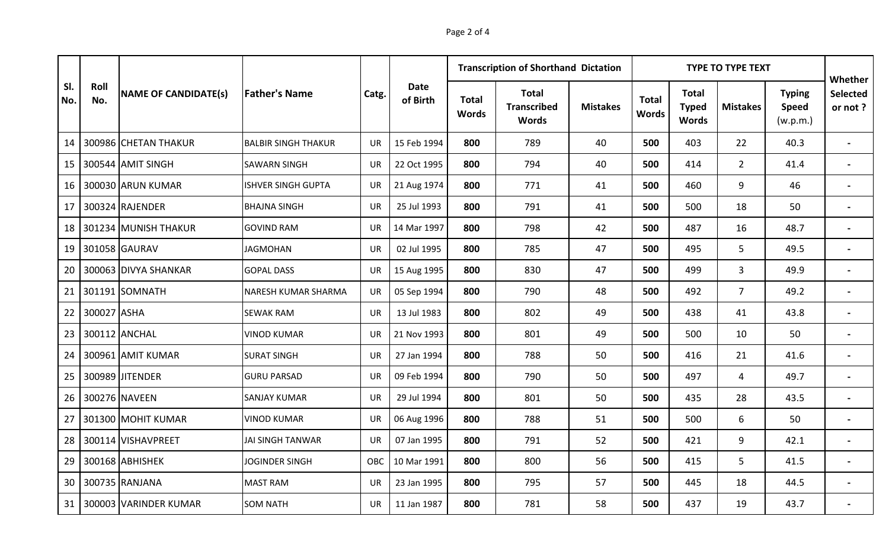| Sl. No. | Roll No. | NAME OF CANDIDATE(s) | Father's Name | Catg. | Date of Birth | Transcription of Shorthand Dictation | | | TYPE TO TYPE TEXT | | | | Whether Selected or not ? |
|---|---|---|---|---|---|---|---|---|---|---|---|---|---|
| | | | | | | Total Words | Total Transcribed Words | Mistakes | Total Words | Total Typed Words | Mistakes | Typing Speed (w.p.m.) | |
| 14 | 300986 | CHETAN THAKUR | BALBIR SINGH THAKUR | UR | 15 Feb 1994 | **800** | 789 | 40 | **500** | 403 | 22 | 40.3 | - |
| 15 | 300544 | AMIT SINGH | SAWARN SINGH | UR | 22 Oct 1995 | **800** | 794 | 40 | **500** | 414 | 2 | 41.4 | - |
| 16 | 300030 | ARUN KUMAR | ISHVER SINGH GUPTA | UR | 21 Aug 1974 | **800** | 771 | 41 | **500** | 460 | 9 | 46 | - |
| 17 | 300324 | RAJENDER | BHAJNA SINGH | UR | 25 Jul 1993 | **800** | 791 | 41 | **500** | 500 | 18 | 50 | - |
| 18 | 301234 | MUNISH THAKUR | GOVIND RAM | UR | 14 Mar 1997 | **800** | 798 | 42 | **500** | 487 | 16 | 48.7 | - |
| 19 | 301058 | GAURAV | JAGMOHAN | UR | 02 Jul 1995 | **800** | 785 | 47 | **500** | 495 | 5 | 49.5 | - |
| 20 | 300063 | DIVYA SHANKAR | GOPAL DASS | UR | 15 Aug 1995 | **800** | 830 | 47 | **500** | 499 | 3 | 49.9 | - |
| 21 | 301191 | SOMNATH | NARESH KUMAR SHARMA | UR | 05 Sep 1994 | **800** | 790 | 48 | **500** | 492 | 7 | 49.2 | - |
| 22 | 300027 | ASHA | SEWAK RAM | UR | 13 Jul 1983 | **800** | 802 | 49 | **500** | 438 | 41 | 43.8 | - |
| 23 | 300112 | ANCHAL | VINOD KUMAR | UR | 21 Nov 1993 | **800** | 801 | 49 | **500** | 500 | 10 | 50 | - |
| 24 | 300961 | AMIT KUMAR | SURAT SINGH | UR | 27 Jan 1994 | **800** | 788 | 50 | **500** | 416 | 21 | 41.6 | - |
| 25 | 300989 | JITENDER | GURU PARSAD | UR | 09 Feb 1994 | **800** | 790 | 50 | **500** | 497 | 4 | 49.7 | - |
| 26 | 300276 | NAVEEN | SANJAY KUMAR | UR | 29 Jul 1994 | **800** | 801 | 50 | **500** | 435 | 28 | 43.5 | - |
| 27 | 301300 | MOHIT KUMAR | VINOD KUMAR | UR | 06 Aug 1996 | **800** | 788 | 51 | **500** | 500 | 6 | 50 | - |
| 28 | 300114 | VISHAVPREET | JAI SINGH TANWAR | UR | 07 Jan 1995 | **800** | 791 | 52 | **500** | 421 | 9 | 42.1 | - |
| 29 | 300168 | ABHISHEK | JOGINDER SINGH | OBC | 10 Mar 1991 | **800** | 800 | 56 | **500** | 415 | 5 | 41.5 | - |
| 30 | 300735 | RANJANA | MAST RAM | UR | 23 Jan 1995 | **800** | 795 | 57 | **500** | 445 | 18 | 44.5 | - |
| 31 | 300003 | VARINDER KUMAR | SOM NATH | UR | 11 Jan 1987 | **800** | 781 | 58 | **500** | 437 | 19 | 43.7 | - |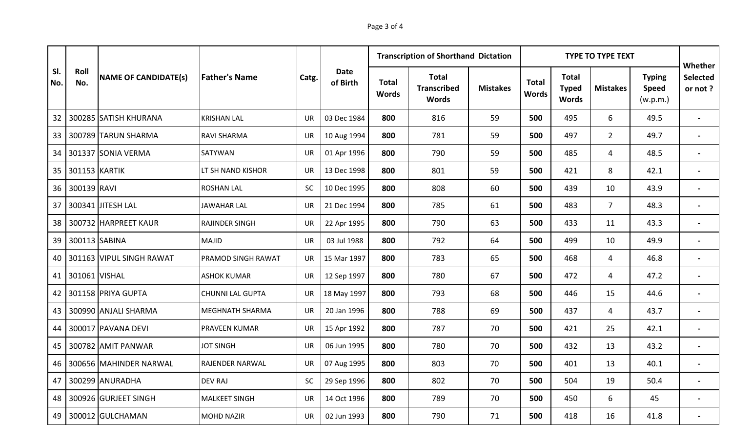| Sl. No. | Roll No. | NAME OF CANDIDATE(s) | Father's Name | Catg. | Date of Birth | Transcription of Shorthand Dictation | | | TYPE TO TYPE TEXT | | | | Whether Selected or not ? |
|---|---|---|---|---|---|---|---|---|---|---|---|---|---|
| | | | | | | **Total Words** | **Total Transcribed Words** | **Mistakes** | **Total Words** | **Total Typed Words** | **Mistakes** | **Typing Speed** (w.p.m.) | |
| 32 | 300285 | SATISH KHURANA | KRISHAN LAL | UR | 03 Dec 1984 | **800** | 816 | 59 | **500** | 495 | 6 | 49.5 | - |
| 33 | 300789 | TARUN SHARMA | RAVI SHARMA | UR | 10 Aug 1994 | **800** | 781 | 59 | **500** | 497 | 2 | 49.7 | - |
| 34 | 301337 | SONIA VERMA | SATYWAN | UR | 01 Apr 1996 | **800** | 790 | 59 | **500** | 485 | 4 | 48.5 | - |
| 35 | 301153 | KARTIK | LT SH NAND KISHOR | UR | 13 Dec 1998 | **800** | 801 | 59 | **500** | 421 | 8 | 42.1 | - |
| 36 | 300139 | RAVI | ROSHAN LAL | SC | 10 Dec 1995 | **800** | 808 | 60 | **500** | 439 | 10 | 43.9 | - |
| 37 | 300341 | JITESH LAL | JAWAHAR LAL | UR | 21 Dec 1994 | **800** | 785 | 61 | **500** | 483 | 7 | 48.3 | - |
| 38 | 300732 | HARPREET KAUR | RAJINDER SINGH | UR | 22 Apr 1995 | **800** | 790 | 63 | **500** | 433 | 11 | 43.3 | - |
| 39 | 300113 | SABINA | MAJID | UR | 03 Jul 1988 | **800** | 792 | 64 | **500** | 499 | 10 | 49.9 | - |
| 40 | 301163 | VIPUL SINGH RAWAT | PRAMOD SINGH RAWAT | UR | 15 Mar 1997 | **800** | 783 | 65 | **500** | 468 | 4 | 46.8 | - |
| 41 | 301061 | VISHAL | ASHOK KUMAR | UR | 12 Sep 1997 | **800** | 780 | 67 | **500** | 472 | 4 | 47.2 | - |
| 42 | 301158 | PRIYA GUPTA | CHUNNI LAL GUPTA | UR | 18 May 1997 | **800** | 793 | 68 | **500** | 446 | 15 | 44.6 | - |
| 43 | 300990 | ANJALI SHARMA | MEGHNATH SHARMA | UR | 20 Jan 1996 | **800** | 788 | 69 | **500** | 437 | 4 | 43.7 | - |
| 44 | 300017 | PAVANA DEVI | PRAVEEN KUMAR | UR | 15 Apr 1992 | **800** | 787 | 70 | **500** | 421 | 25 | 42.1 | - |
| 45 | 300782 | AMIT PANWAR | JOT SINGH | UR | 06 Jun 1995 | **800** | 780 | 70 | **500** | 432 | 13 | 43.2 | - |
| 46 | 300656 | MAHINDER NARWAL | RAJENDER NARWAL | UR | 07 Aug 1995 | **800** | 803 | 70 | **500** | 401 | 13 | 40.1 | - |
| 47 | 300299 | ANURADHA | DEV RAJ | SC | 29 Sep 1996 | **800** | 802 | 70 | **500** | 504 | 19 | 50.4 | - |
| 48 | 300926 | GURJEET SINGH | MALKEET SINGH | UR | 14 Oct 1996 | **800** | 789 | 70 | **500** | 450 | 6 | 45 | - |
| 49 | 300012 | GULCHAMAN | MOHD NAZIR | UR | 02 Jun 1993 | **800** | 790 | 71 | **500** | 418 | 16 | 41.8 | - |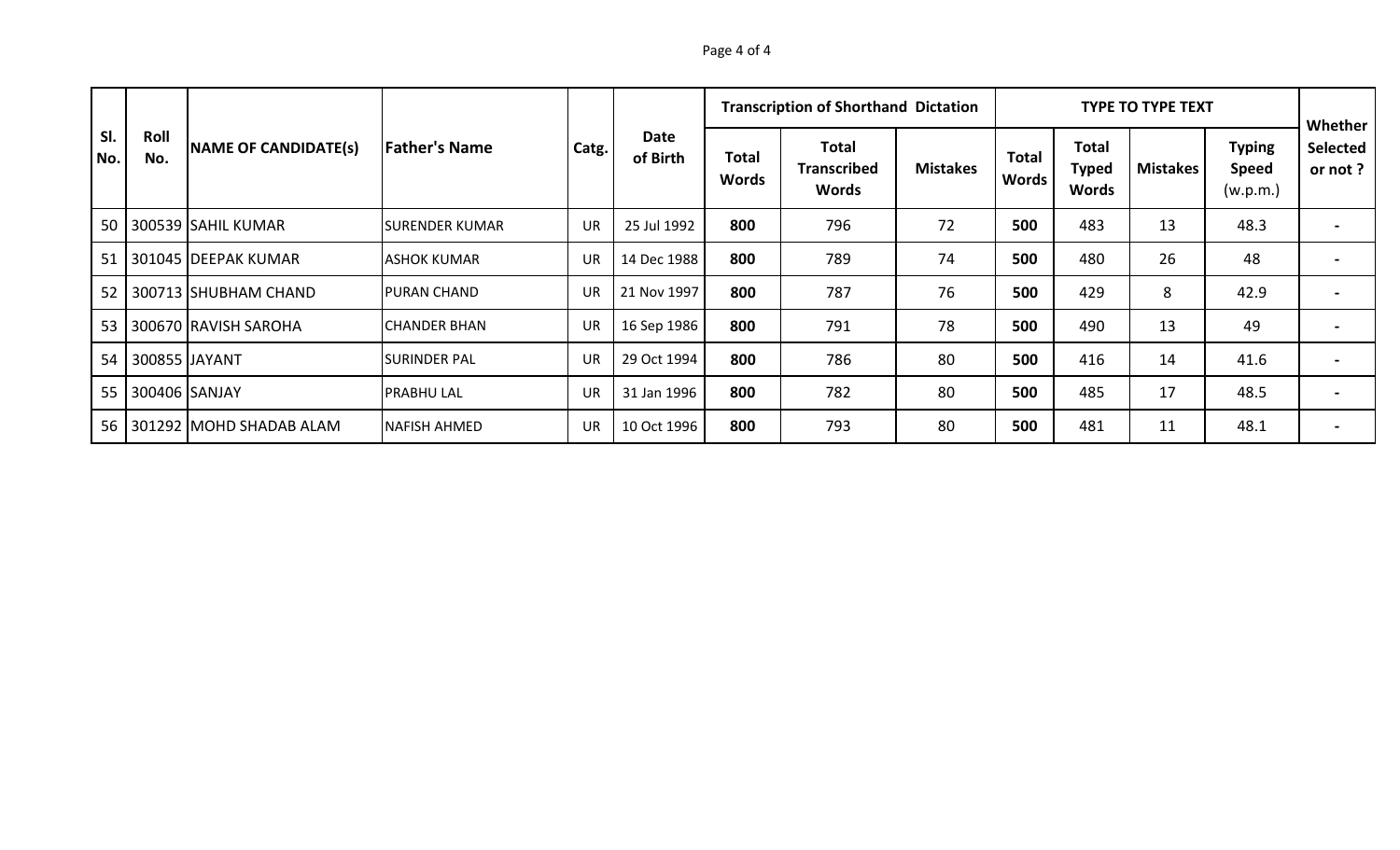| Sl. No. | Roll No. | NAME OF CANDIDATE(s) | Father's Name | Catg. | Date of Birth | Transcription of Shorthand Dictation | | | TYPE TO TYPE TEXT | | | | Whether Selected or not ? |
|---|---|---|---|---|---|---|---|---|---|---|---|---|---|
| | | | | | | Total Words | Total Transcribed Words | Mistakes | Total Words | Total Typed Words | Mistakes | Typing Speed (w.p.m.) | |
| 50 | 300539 | SAHIL KUMAR | SURENDER KUMAR | UR | 25 Jul 1992 | **800** | 796 | 72 | **500** | 483 | 13 | 48.3 | - |
| 51 | 301045 | DEEPAK KUMAR | ASHOK KUMAR | UR | 14 Dec 1988 | **800** | 789 | 74 | **500** | 480 | 26 | 48 | - |
| 52 | 300713 | SHUBHAM CHAND | PURAN CHAND | UR | 21 Nov 1997 | **800** | 787 | 76 | **500** | 429 | 8 | 42.9 | - |
| 53 | 300670 | RAVISH SAROHA | CHANDER BHAN | UR | 16 Sep 1986 | **800** | 791 | 78 | **500** | 490 | 13 | 49 | - |
| 54 | 300855 | JAYANT | SURINDER PAL | UR | 29 Oct 1994 | **800** | 786 | 80 | **500** | 416 | 14 | 41.6 | - |
| 55 | 300406 | SANJAY | PRABHU LAL | UR | 31 Jan 1996 | **800** | 782 | 80 | **500** | 485 | 17 | 48.5 | - |
| 56 | 301292 | MOHD SHADAB ALAM | NAFISH AHMED | UR | 10 Oct 1996 | **800** | 793 | 80 | **500** | 481 | 11 | 48.1 | - |